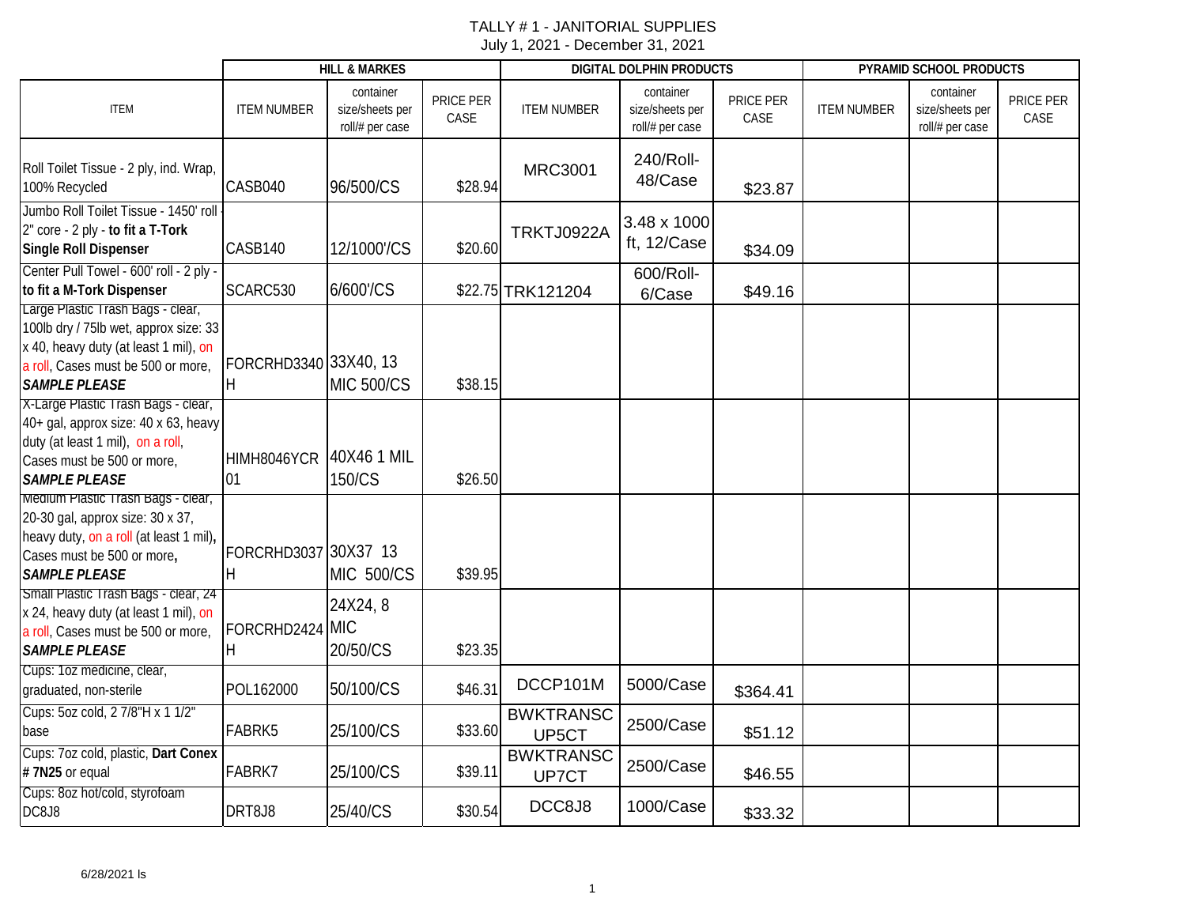# TALLY # 1 - JANITORIAL SUPPLIES

July 1, 2021 - December 31, 2021

| ITEM | HILL & MARKES | | | DIGITAL DOLPHIN PRODUCTS | | | PYRAMID SCHOOL PRODUCTS | | |
|---|---|---|---|---|---|---|---|---|---|
| | ITEM NUMBER | container size/sheets per roll/# per case | PRICE PER CASE | ITEM NUMBER | container size/sheets per roll/# per case | PRICE PER CASE | ITEM NUMBER | container size/sheets per roll/# per case | PRICE PER CASE |
| Roll Toilet Tissue - 2 ply, ind. Wrap, 100% Recycled | CASB040 | 96/500/CS | $28.94 | MRC3001 | 240/Roll-48/Case | $23.87 | | | |
| Jumbo Roll Toilet Tissue - 1450' roll - 2" core - 2 ply - **to fit a T-Tork Single Roll Dispenser** | CASB140 | 12/1000'/CS | $20.60 | TRKTJ0922A | 3.48 x 1000 ft, 12/Case | $34.09 | | | |
| Center Pull Towel - 600' roll - 2 ply - **to fit a M-Tork Dispenser** | SCARC530 | 6/600'/CS | $22.75 | TRK121204 | 600/Roll-6/Case | $49.16 | | | |
| Large Plastic Trash Bags - clear, 100lb dry / 75lb wet, approx size: 33 x 40, heavy duty (at least 1 mil), on a roll, Cases must be 500 or more, ***SAMPLE PLEASE*** | FORCRHD3340H | 33X40, 13 MIC 500/CS | $38.15 | | | | | | |
| X-Large Plastic Trash Bags - clear, 40+ gal, approx size: 40 x 63, heavy duty (at least 1 mil), on a roll, Cases must be 500 or more, ***SAMPLE PLEASE*** | HIMH8046YCR01 | 40X46 1 MIL 150/CS | $26.50 | | | | | | |
| Medium Plastic Trash Bags - clear, 20-30 gal, approx size: 30 x 37, heavy duty, on a roll (at least 1 mil), Cases must be 500 or more, ***SAMPLE PLEASE*** | FORCRHD3037H | 30X37 13 MIC 500/CS | $39.95 | | | | | | |
| Small Plastic Trash Bags - clear, 24 x 24, heavy duty (at least 1 mil), on a roll, Cases must be 500 or more, ***SAMPLE PLEASE*** | FORCRHD2424H | 24X24, 8 MIC 20/50/CS | $23.35 | | | | | | |
| Cups: 1oz medicine, clear, graduated, non-sterile | POL162000 | 50/100/CS | $46.31 | DCCP101M | 5000/Case | $364.41 | | | |
| Cups: 5oz cold, 2 7/8"H x 1 1/2" base | FABRK5 | 25/100/CS | $33.60 | BWKTRANSCUP5CT | 2500/Case | $51.12 | | | |
| Cups: 7oz cold, plastic, **Dart Conex # 7N25** or equal | FABRK7 | 25/100/CS | $39.11 | BWKTRANSCUP7CT | 2500/Case | $46.55 | | | |
| Cups: 8oz hot/cold, styrofoam DC8J8 | DRT8J8 | 25/40/CS | $30.54 | DCC8J8 | 1000/Case | $33.32 | | | |

6/28/2021 ls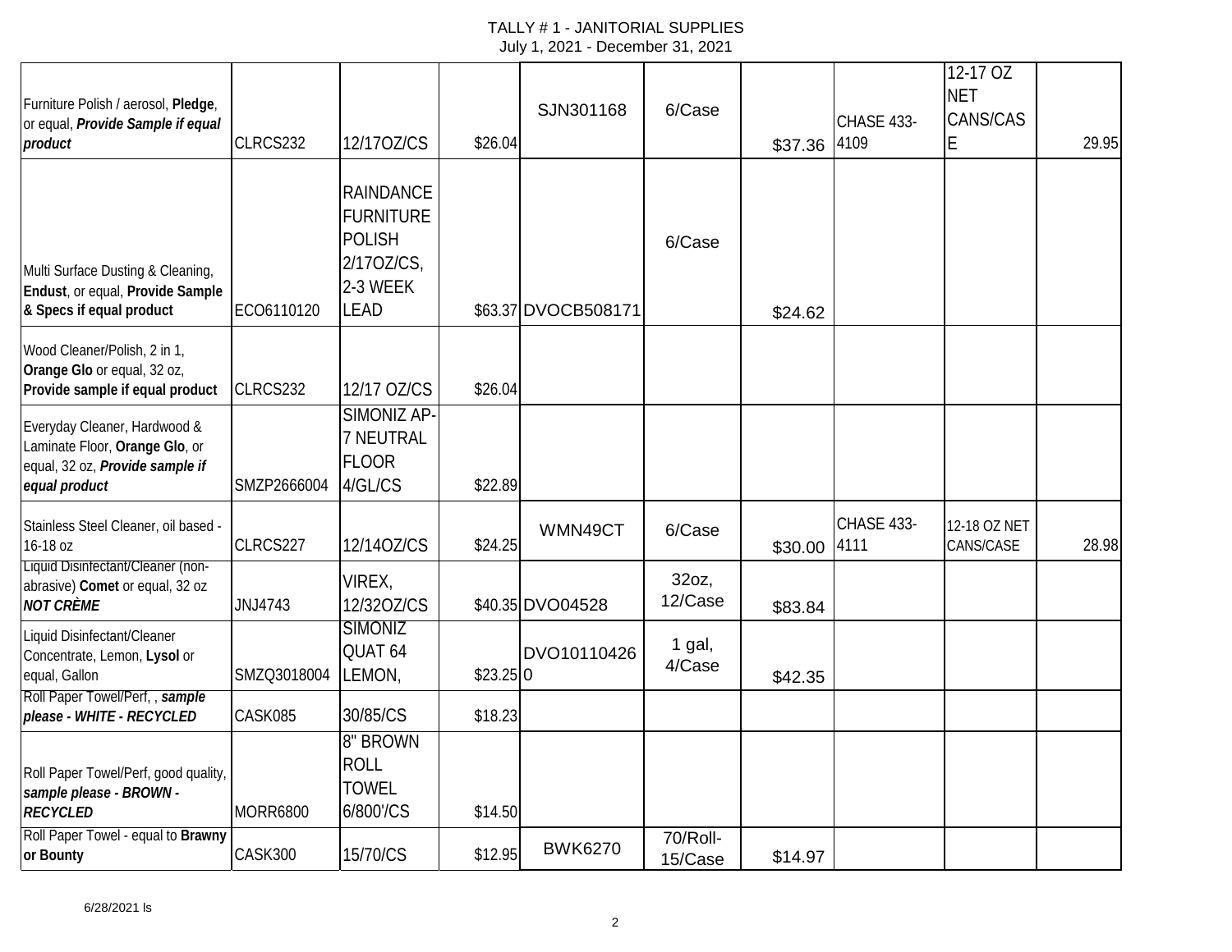TALLY # 1 - JANITORIAL SUPPLIES
July 1, 2021 - December 31, 2021

| | | | | | | | | | |
|---|---|---|---|---|---|---|---|---|---|
| Furniture Polish / aerosol, **Pledge**, or equal, ***Provide Sample if equal product*** | CLRCS232 | 12/17OZ/CS | $26.04 | SJN301168 | 6/Case | $37.36 | CHASE 433-4109 | 12-17 OZ NET CANS/CASE | 29.95 |
| Multi Surface Dusting & Cleaning, **Endust**, or equal, **Provide Sample & Specs if equal product** | ECO6110120 | RAINDANCE FURNITURE POLISH 2/17OZ/CS, 2-3 WEEK LEAD | $63.37 | DVOCB508171 | 6/Case | $24.62 | | | |
| Wood Cleaner/Polish, 2 in 1, **Orange Glo** or equal, 32 oz, **Provide sample if equal product** | CLRCS232 | 12/17 OZ/CS | $26.04 | | | | | | |
| Everyday Cleaner, Hardwood & Laminate Floor, **Orange Glo**, or equal, 32 oz, ***Provide sample if equal product*** | SMZP2666004 | SIMONIZ AP-7 NEUTRAL FLOOR 4/GL/CS | $22.89 | | | | | | |
| Stainless Steel Cleaner, oil based - 16-18 oz | CLRCS227 | 12/14OZ/CS | $24.25 | WMN49CT | 6/Case | $30.00 | CHASE 433-4111 | 12-18 OZ NET CANS/CASE | 28.98 |
| Liquid Disinfectant/Cleaner (non-abrasive) **Comet** or equal, 32 oz ***NOT CRÈME*** | JNJ4743 | VIREX, 12/32OZ/CS | $40.35 | DVO04528 | 32oz, 12/Case | $83.84 | | | |
| Liquid Disinfectant/Cleaner Concentrate, Lemon, **Lysol** or equal, Gallon | SMZQ3018004 | SIMONIZ QUAT 64 LEMON, | $23.25 | DVO101104260 | 1 gal, 4/Case | $42.35 | | | |
| Roll Paper Towel/Perf, , ***sample please - WHITE - RECYCLED*** | CASK085 | 30/85/CS | $18.23 | | | | | | |
| Roll Paper Towel/Perf, good quality, ***sample please - BROWN - RECYCLED*** | MORR6800 | 8" BROWN ROLL TOWEL 6/800'/CS | $14.50 | | | | | | |
| Roll Paper Towel - equal to **Brawny or Bounty** | CASK300 | 15/70/CS | $12.95 | BWK6270 | 70/Roll-15/Case | $14.97 | | | |

6/28/2021 ls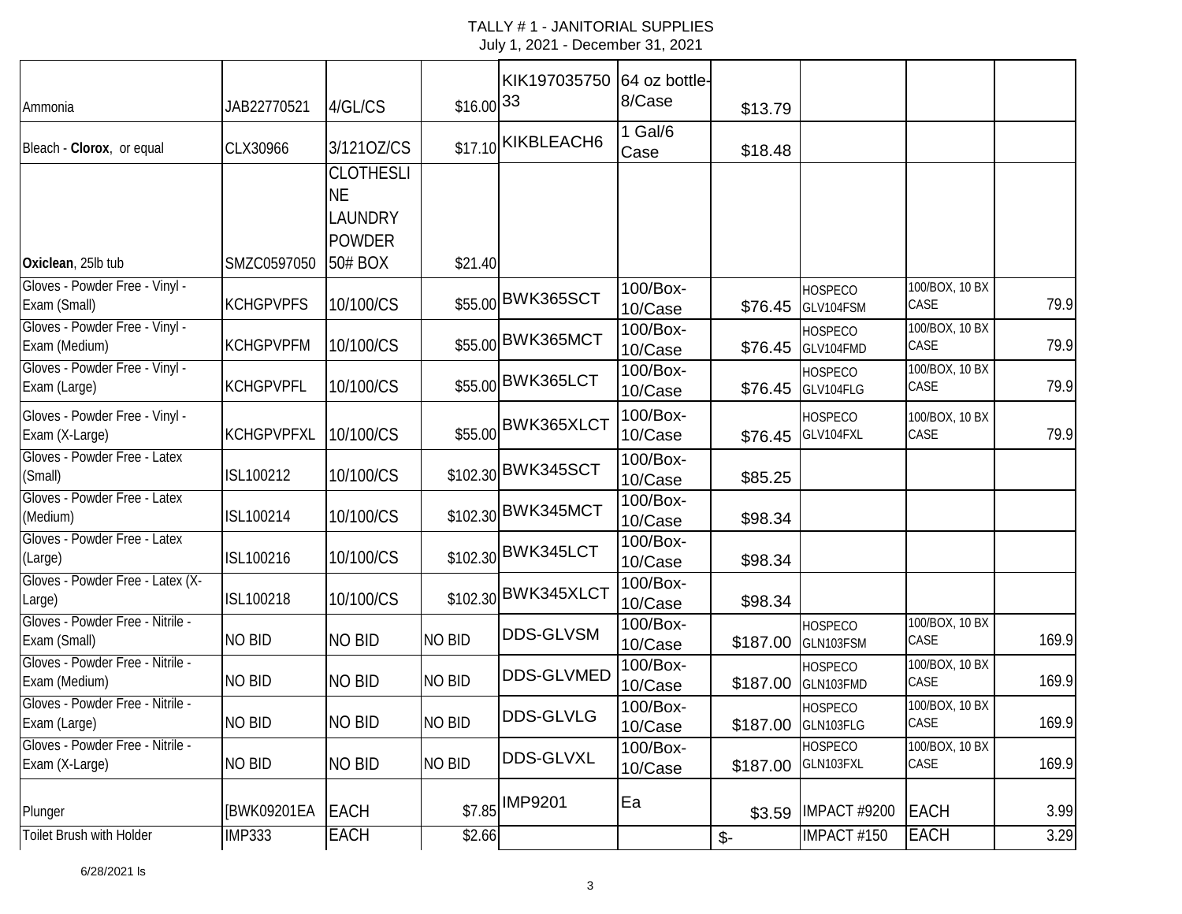# TALLY # 1 - JANITORIAL SUPPLIES

July 1, 2021 - December 31, 2021

| | | | | | | | | | |
|---|---|---|---|---|---|---|---|---|---|
| Ammonia | JAB22770521 | 4/GL/CS | $16.00 | KIK197035750 33 | 64 oz bottle-8/Case | $13.79 | | | |
| Bleach - **Clorox**, or equal | CLX30966 | 3/121OZ/CS | $17.10 | KIKBLEACH6 | 1 Gal/6 Case | $18.48 | | | |
| **Oxiclean**, 25lb tub | SMZC0597050 | CLOTHESLINE LAUNDRY POWDER 50# BOX | $21.40 | | | | | | |
| Gloves - Powder Free - Vinyl - Exam (Small) | KCHGPVPFS | 10/100/CS | $55.00 | BWK365SCT | 100/Box-10/Case | $76.45 | HOSPECO GLV104FSM | 100/BOX, 10 BX CASE | 79.9 |
| Gloves - Powder Free - Vinyl - Exam (Medium) | KCHGPVPFM | 10/100/CS | $55.00 | BWK365MCT | 100/Box-10/Case | $76.45 | HOSPECO GLV104FMD | 100/BOX, 10 BX CASE | 79.9 |
| Gloves - Powder Free - Vinyl - Exam (Large) | KCHGPVPFL | 10/100/CS | $55.00 | BWK365LCT | 100/Box-10/Case | $76.45 | HOSPECO GLV104FLG | 100/BOX, 10 BX CASE | 79.9 |
| Gloves - Powder Free - Vinyl - Exam (X-Large) | KCHGPVPFXL | 10/100/CS | $55.00 | BWK365XLCT | 100/Box-10/Case | $76.45 | HOSPECO GLV104FXL | 100/BOX, 10 BX CASE | 79.9 |
| Gloves - Powder Free - Latex (Small) | ISL100212 | 10/100/CS | $102.30 | BWK345SCT | 100/Box-10/Case | $85.25 | | | |
| Gloves - Powder Free - Latex (Medium) | ISL100214 | 10/100/CS | $102.30 | BWK345MCT | 100/Box-10/Case | $98.34 | | | |
| Gloves - Powder Free - Latex (Large) | ISL100216 | 10/100/CS | $102.30 | BWK345LCT | 100/Box-10/Case | $98.34 | | | |
| Gloves - Powder Free - Latex (X-Large) | ISL100218 | 10/100/CS | $102.30 | BWK345XLCT | 100/Box-10/Case | $98.34 | | | |
| Gloves - Powder Free - Nitrile - Exam (Small) | NO BID | NO BID | NO BID | DDS-GLVSM | 100/Box-10/Case | $187.00 | HOSPECO GLN103FSM | 100/BOX, 10 BX CASE | 169.9 |
| Gloves - Powder Free - Nitrile - Exam (Medium) | NO BID | NO BID | NO BID | DDS-GLVMED | 100/Box-10/Case | $187.00 | HOSPECO GLN103FMD | 100/BOX, 10 BX CASE | 169.9 |
| Gloves - Powder Free - Nitrile - Exam (Large) | NO BID | NO BID | NO BID | DDS-GLVLG | 100/Box-10/Case | $187.00 | HOSPECO GLN103FLG | 100/BOX, 10 BX CASE | 169.9 |
| Gloves - Powder Free - Nitrile - Exam (X-Large) | NO BID | NO BID | NO BID | DDS-GLVXL | 100/Box-10/Case | $187.00 | HOSPECO GLN103FXL | 100/BOX, 10 BX CASE | 169.9 |
| Plunger | [BWK09201EA | EACH | $7.85 | IMP9201 | Ea | $3.59 | IMPACT #9200 | EACH | 3.99 |
| Toilet Brush with Holder | IMP333 | EACH | $2.66 | | | $- | IMPACT #150 | EACH | 3.29 |

6/28/2021 ls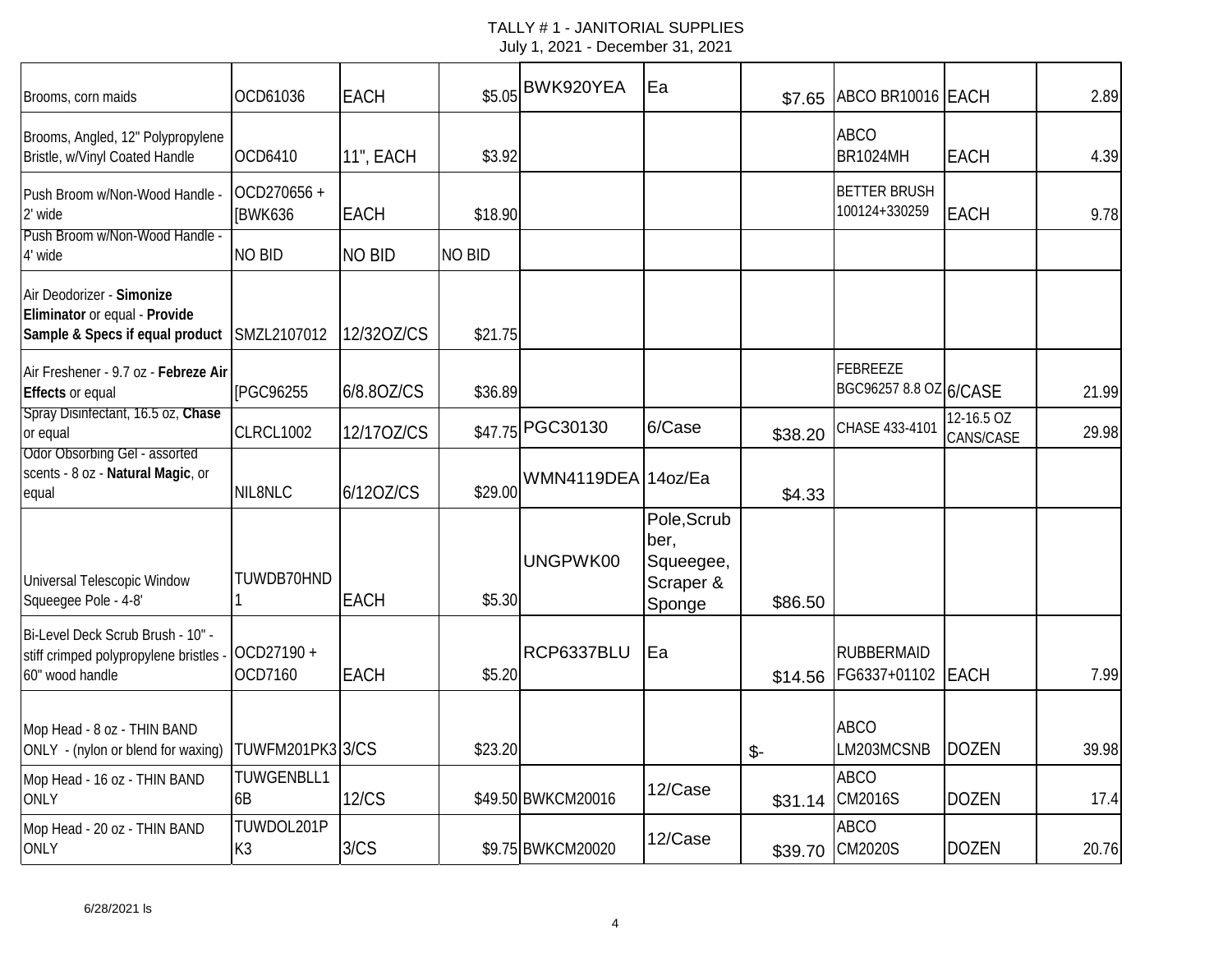TALLY # 1 - JANITORIAL SUPPLIES
July 1, 2021 - December 31, 2021

| | | | | | | | | | |
|---|---|---|---|---|---|---|---|---|---|
| Brooms, corn maids | OCD61036 | EACH | $5.05 | BWK920YEA | Ea | $7.65 | ABCO BR10016 | EACH | 2.89 |
| Brooms, Angled, 12" Polypropylene Bristle, w/Vinyl Coated Handle | OCD6410 | 11", EACH | $3.92 | | | | ABCO BR1024MH | EACH | 4.39 |
| Push Broom w/Non-Wood Handle - 2' wide | OCD270656 + [BWK636 | EACH | $18.90 | | | | BETTER BRUSH 100124+330259 | EACH | 9.78 |
| Push Broom w/Non-Wood Handle - 4' wide | NO BID | NO BID | NO BID | | | | | | |
| Air Deodorizer - **Simonize Eliminator** or equal - **Provide Sample & Specs if equal product** | SMZL2107012 | 12/32OZ/CS | $21.75 | | | | | | |
| Air Freshener - 9.7 oz - **Febreze Air Effects** or equal | [PGC96255 | 6/8.8OZ/CS | $36.89 | | | | FEBREEZE BGC96257 8.8 OZ | 6/CASE | 21.99 |
| Spray Disinfectant, 16.5 oz, **Chase** or equal | CLRCL1002 | 12/17OZ/CS | $47.75 | PGC30130 | 6/Case | $38.20 | CHASE 433-4101 | 12-16.5 OZ CANS/CASE | 29.98 |
| Odor Obsorbing Gel - assorted scents - 8 oz - **Natural Magic**, or equal | NIL8NLC | 6/12OZ/CS | $29.00 | WMN4119DEA | 14oz/Ea | $4.33 | | | |
| Universal Telescopic Window Squeegee Pole - 4-8' | TUWDB70HND1 | EACH | $5.30 | UNGPWK00 | Pole,Scrubber, Squeegee, Scraper & Sponge | $86.50 | | | |
| Bi-Level Deck Scrub Brush - 10" - stiff crimped polypropylene bristles - 60" wood handle | OCD27190 + OCD7160 | EACH | $5.20 | RCP6337BLU | Ea | $14.56 | RUBBERMAID FG6337+01102 | EACH | 7.99 |
| Mop Head - 8 oz - THIN BAND ONLY - (nylon or blend for waxing) | TUWFM201PK3 | 3/CS | $23.20 | | | $- | ABCO LM203MCSNB | DOZEN | 39.98 |
| Mop Head - 16 oz - THIN BAND ONLY | TUWGENBLL16B | 12/CS | $49.50 | BWKCM20016 | 12/Case | $31.14 | ABCO CM2016S | DOZEN | 17.4 |
| Mop Head - 20 oz - THIN BAND ONLY | TUWDOL201PK3 | 3/CS | $9.75 | BWKCM20020 | 12/Case | $39.70 | ABCO CM2020S | DOZEN | 20.76 |

6/28/2021 ls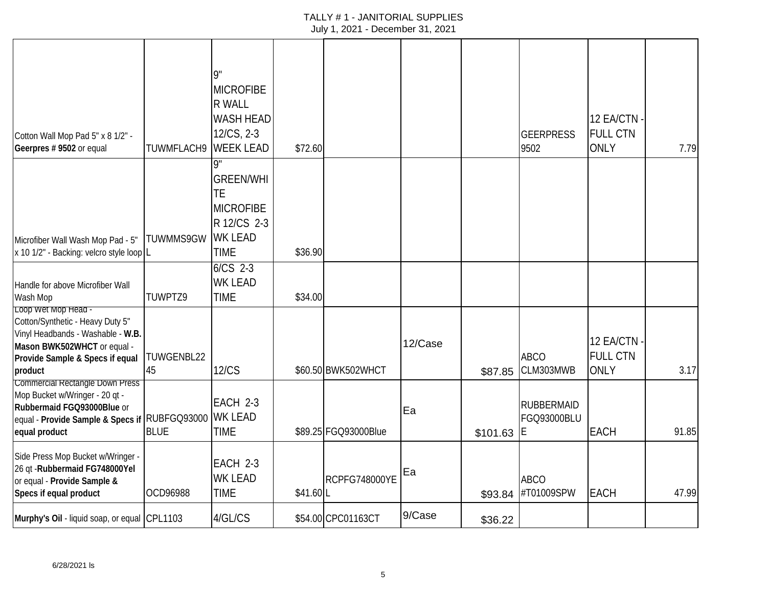TALLY # 1 - JANITORIAL SUPPLIES
July 1, 2021 - December 31, 2021

| | | | | | | | | | |
|---|---|---|---|---|---|---|---|---|---|
| Cotton Wall Mop Pad 5" x 8 1/2" - **Geerpres # 9502** or equal | TUWMFLACH9 | 9" MICROFIBER WALL WASH HEAD 12/CS, 2-3 WEEK LEAD | $72.60 | | | | GEERPRESS 9502 | 12 EA/CTN - FULL CTN ONLY | 7.79 |
| Microfiber Wall Wash Mop Pad - 5" x 10 1/2" - Backing: velcro style loop | TUWMMS9GWL | 9" GREEN/WHITE MICROFIBER 12/CS 2-3 WK LEAD TIME | $36.90 | | | | | | |
| Handle for above Microfiber Wall Wash Mop | TUWPTZ9 | 6/CS 2-3 WK LEAD TIME | $34.00 | | | | | | |
| Loop Wet Mop Head - Cotton/Synthetic - Heavy Duty 5" Vinyl Headbands - Washable - **W.B. Mason BWK502WHCT** or equal - **Provide Sample & Specs if equal product** | TUWGENBL2245 | 12/CS | $60.50 | BWK502WHCT | 12/Case | $87.85 | ABCO CLM303MWB | 12 EA/CTN - FULL CTN ONLY | 3.17 |
| Commercial Rectangle Down Press Mop Bucket w/Wringer - 20 qt - **Rubbermaid FGQ93000Blue** or equal - **Provide Sample & Specs if equal product** | RUBFGQ93000BLUE | EACH 2-3 WK LEAD TIME | $89.25 | FGQ93000Blue | Ea | $101.63 | RUBBERMAID FGQ93000BLUE | EACH | 91.85 |
| Side Press Mop Bucket w/Wringer - 26 qt -**Rubbermaid FG748000Yel** or equal - **Provide Sample & Specs if equal product** | OCD96988 | EACH 2-3 WK LEAD TIME | $41.60 | RCPFG748000YEL | Ea | $93.84 | ABCO #T01009SPW | EACH | 47.99 |
| **Murphy's Oil** - liquid soap, or equal | CPL1103 | 4/GL/CS | $54.00 | CPC01163CT | 9/Case | $36.22 | | | |

6/28/2021 ls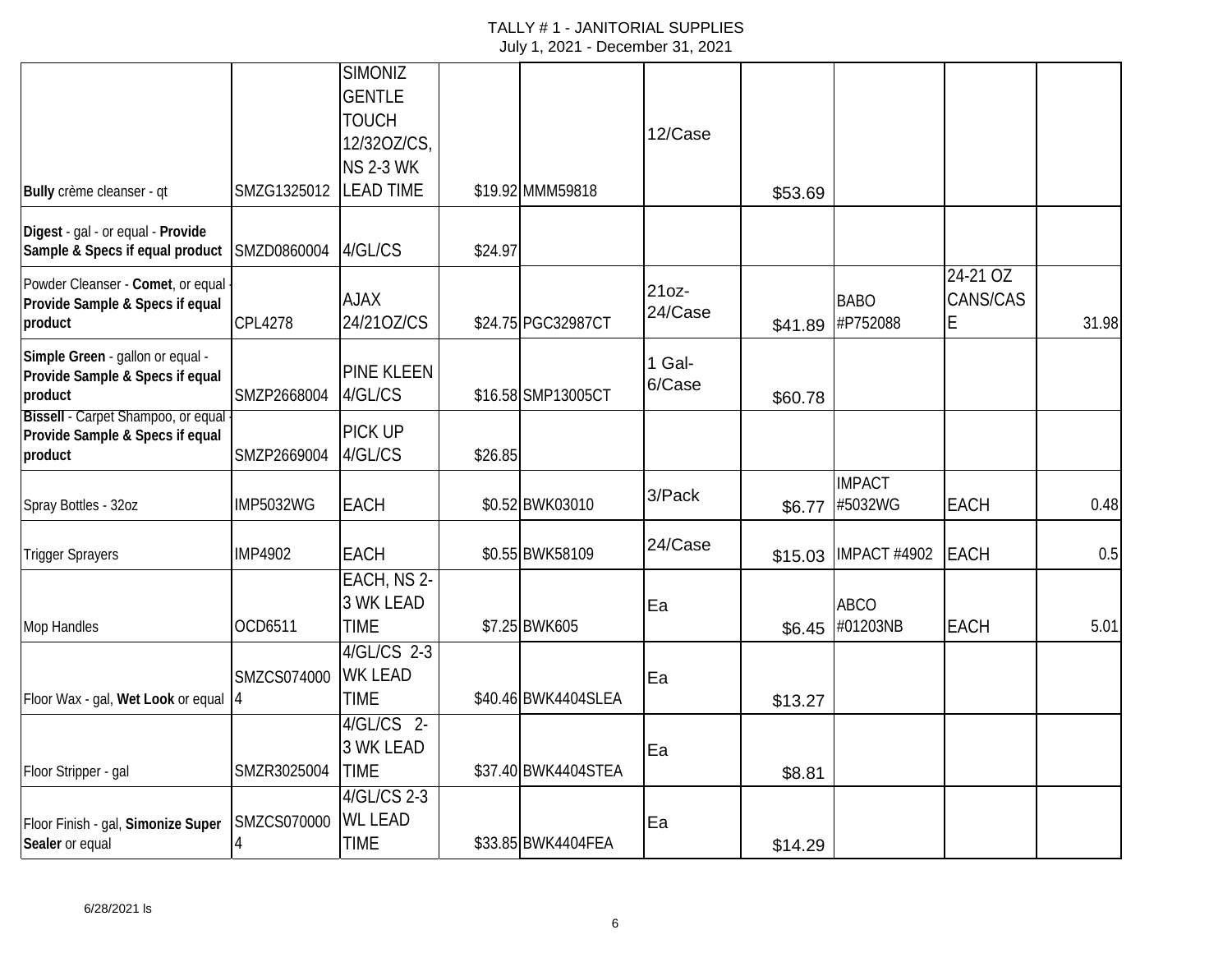# TALLY # 1 - JANITORIAL SUPPLIES

July 1, 2021 - December 31, 2021

| | | | | | | | | | |
|---|---|---|---|---|---|---|---|---|---|
| **Bully** crème cleanser - qt | SMZG1325012 | SIMONIZ GENTLE TOUCH 12/32OZ/CS, NS 2-3 WK LEAD TIME | $19.92 | MMM59818 | 12/Case | $53.69 | | | |
| **Digest** - gal - or equal - **Provide Sample & Specs if equal product** | SMZD0860004 | 4/GL/CS | $24.97 | | | | | | |
| Powder Cleanser - **Comet**, or equal - **Provide Sample & Specs if equal product** | CPL4278 | AJAX 24/21OZ/CS | $24.75 | PGC32987CT | 21oz- 24/Case | $41.89 | BABO #P752088 | 24-21 OZ CANS/CASE | 31.98 |
| **Simple Green** - gallon or equal - **Provide Sample & Specs if equal product** | SMZP2668004 | PINE KLEEN 4/GL/CS | $16.58 | SMP13005CT | 1 Gal- 6/Case | $60.78 | | | |
| **Bissell** - Carpet Shampoo, or equal - **Provide Sample & Specs if equal product** | SMZP2669004 | PICK UP 4/GL/CS | $26.85 | | | | | | |
| Spray Bottles - 32oz | IMP5032WG | EACH | $0.52 | BWK03010 | 3/Pack | $6.77 | IMPACT #5032WG | EACH | 0.48 |
| Trigger Sprayers | IMP4902 | EACH | $0.55 | BWK58109 | 24/Case | $15.03 | IMPACT #4902 | EACH | 0.5 |
| Mop Handles | OCD6511 | EACH, NS 2-3 WK LEAD TIME | $7.25 | BWK605 | Ea | $6.45 | ABCO #01203NB | EACH | 5.01 |
| Floor Wax - gal, **Wet Look** or equal | SMZCS0740004 | 4/GL/CS 2-3 WK LEAD TIME | $40.46 | BWK4404SLEA | Ea | $13.27 | | | |
| Floor Stripper - gal | SMZR3025004 | 4/GL/CS 2-3 WK LEAD TIME | $37.40 | BWK4404STEA | Ea | $8.81 | | | |
| Floor Finish - gal, **Simonize Super Sealer** or equal | SMZCS0700004 | 4/GL/CS 2-3 WL LEAD TIME | $33.85 | BWK4404FEA | Ea | $14.29 | | | |

6/28/2021 ls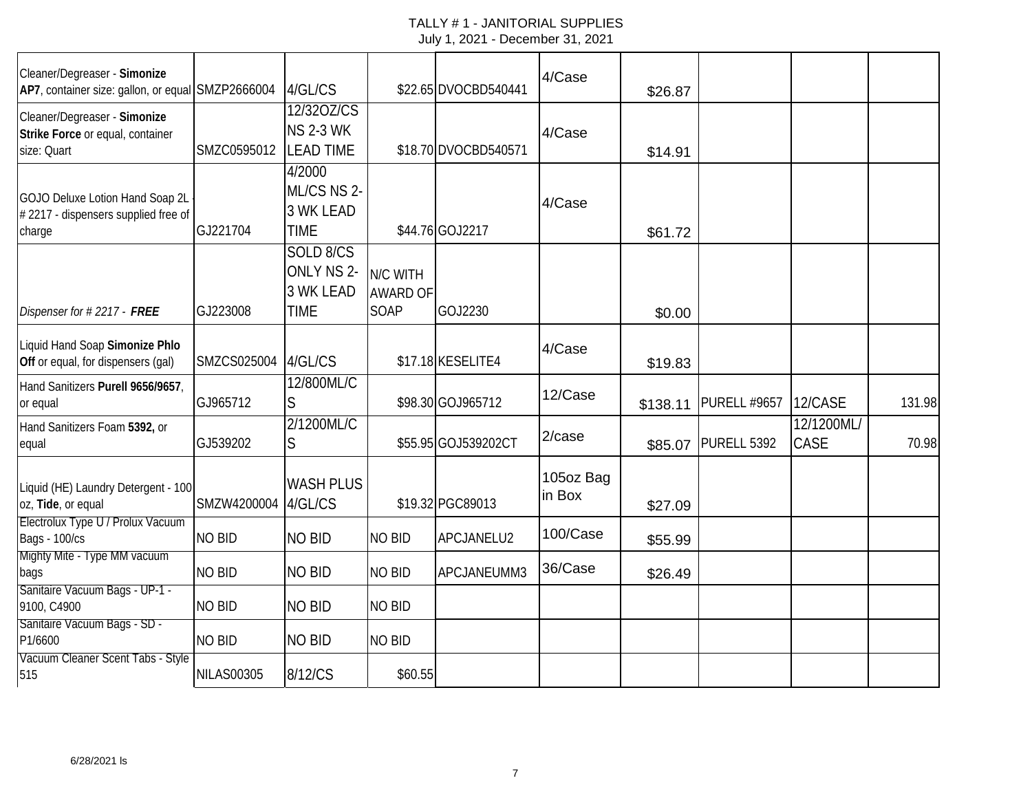TALLY # 1 - JANITORIAL SUPPLIES
July 1, 2021 - December 31, 2021

| | | | | | | | | | |
|---|---|---|---|---|---|---|---|---|---|
| Cleaner/Degreaser - **Simonize AP7**, container size: gallon, or equal | SMZP2666004 | 4/GL/CS | $22.65 | DVOCBD540441 | 4/Case | $26.87 | | | |
| Cleaner/Degreaser - **Simonize Strike Force** or equal, container size: Quart | SMZC0595012 | 12/32OZ/CS NS 2-3 WK LEAD TIME | $18.70 | DVOCBD540571 | 4/Case | $14.91 | | | |
| GOJO Deluxe Lotion Hand Soap 2L - # 2217 - dispensers supplied free of charge | GJ221704 | 4/2000 ML/CS NS 2-3 WK LEAD TIME | $44.76 | GOJ2217 | 4/Case | $61.72 | | | |
| *Dispenser for # 2217 - **FREE*** | GJ223008 | SOLD 8/CS ONLY NS 2-3 WK LEAD TIME | N/C WITH AWARD OF SOAP | GOJ2230 | | $0.00 | | | |
| Liquid Hand Soap **Simonize Phlo Off** or equal, for dispensers (gal) | SMZCS025004 | 4/GL/CS | $17.18 | KESELITE4 | 4/Case | $19.83 | | | |
| Hand Sanitizers **Purell 9656/9657**, or equal | GJ965712 | 12/800ML/CS | $98.30 | GOJ965712 | 12/Case | $138.11 | PURELL #9657 | 12/CASE | 131.98 |
| Hand Sanitizers Foam **5392,** or equal | GJ539202 | 2/1200ML/CS | $55.95 | GOJ539202CT | 2/case | $85.07 | PURELL 5392 | 12/1200ML/CASE | 70.98 |
| Liquid (HE) Laundry Detergent - 100 oz, **Tide**, or equal | SMZW4200004 | WASH PLUS 4/GL/CS | $19.32 | PGC89013 | 105oz Bag in Box | $27.09 | | | |
| Electrolux Type U / Prolux Vacuum Bags - 100/cs | NO BID | NO BID | NO BID | APCJANELU2 | 100/Case | $55.99 | | | |
| Mighty Mite - Type MM vacuum bags | NO BID | NO BID | NO BID | APCJANEUMM3 | 36/Case | $26.49 | | | |
| Sanitaire Vacuum Bags - UP-1 - 9100, C4900 | NO BID | NO BID | NO BID | | | | | | |
| Sanitaire Vacuum Bags - SD - P1/6600 | NO BID | NO BID | NO BID | | | | | | |
| Vacuum Cleaner Scent Tabs - Style 515 | NILAS00305 | 8/12/CS | $60.55 | | | | | | |

6/28/2021 ls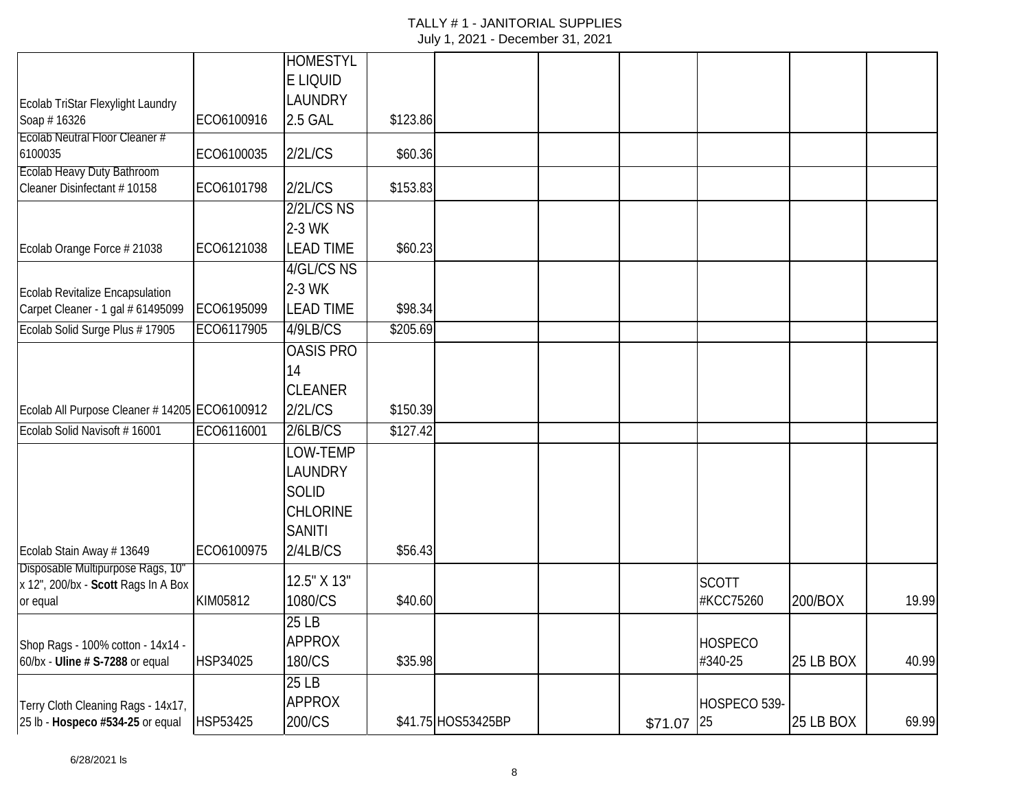# TALLY # 1 - JANITORIAL SUPPLIES

July 1, 2021 - December 31, 2021

| | | | | | | | | | |
|---|---|---|---|---|---|---|---|---|---|
| Ecolab TriStar Flexylight Laundry Soap # 16326 | ECO6100916 | HOMESTYLE LIQUID LAUNDRY 2.5 GAL | $123.86 | | | | | | |
| Ecolab Neutral Floor Cleaner # 6100035 | ECO6100035 | 2/2L/CS | $60.36 | | | | | | |
| Ecolab Heavy Duty Bathroom Cleaner Disinfectant # 10158 | ECO6101798 | 2/2L/CS | $153.83 | | | | | | |
| Ecolab Orange Force # 21038 | ECO6121038 | 2/2L/CS NS 2-3 WK LEAD TIME | $60.23 | | | | | | |
| Ecolab Revitalize Encapsulation Carpet Cleaner - 1 gal # 61495099 | ECO6195099 | 4/GL/CS NS 2-3 WK LEAD TIME | $98.34 | | | | | | |
| Ecolab Solid Surge Plus # 17905 | ECO6117905 | 4/9LB/CS | $205.69 | | | | | | |
| Ecolab All Purpose Cleaner # 14205 | ECO6100912 | OASIS PRO 14 CLEANER 2/2L/CS | $150.39 | | | | | | |
| Ecolab Solid Navisoft # 16001 | ECO6116001 | 2/6LB/CS | $127.42 | | | | | | |
| Ecolab Stain Away # 13649 | ECO6100975 | LOW-TEMP LAUNDRY SOLID CHLORINE SANITI 2/4LB/CS | $56.43 | | | | | | |
| Disposable Multipurpose Rags, 10" x 12", 200/bx - **Scott** Rags In A Box or equal | KIM05812 | 12.5" X 13" 1080/CS | $40.60 | | | | SCOTT #KCC75260 | 200/BOX | 19.99 |
| Shop Rags - 100% cotton - 14x14 - 60/bx - **Uline # S-7288** or equal | HSP34025 | 25 LB APPROX 180/CS | $35.98 | | | | HOSPECO #340-25 | 25 LB BOX | 40.99 |
| Terry Cloth Cleaning Rags - 14x17, 25 lb - **Hospeco #534-25** or equal | HSP53425 | 25 LB APPROX 200/CS | $41.75 | HOS53425BP | | $71.07 | HOSPECO 539-25 | 25 LB BOX | 69.99 |

6/28/2021 ls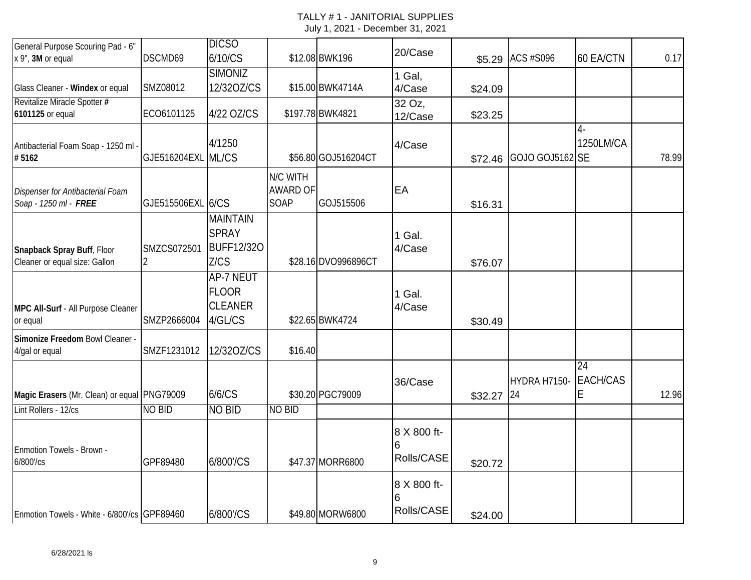TALLY # 1 - JANITORIAL SUPPLIES
July 1, 2021 - December 31, 2021

| | | | | | | | | | |
|---|---|---|---|---|---|---|---|---|---|
| General Purpose Scouring Pad - 6" x 9", **3M** or equal | DSCMD69 | DICSO 6/10/CS | $12.08 | BWK196 | 20/Case | $5.29 | ACS #S096 | 60 EA/CTN | 0.17 |
| Glass Cleaner - **Windex** or equal | SMZ08012 | SIMONIZ 12/32OZ/CS | $15.00 | BWK4714A | 1 Gal, 4/Case | $24.09 | | | |
| Revitalize Miracle Spotter # **6101125** or equal | ECO6101125 | 4/22 OZ/CS | $197.78 | BWK4821 | 32 Oz, 12/Case | $23.25 | | | |
| Antibacterial Foam Soap - 1250 ml - # **5162** | GJE516204EXL | 4/1250 ML/CS | $56.80 | GOJ516204CT | 4/Case | $72.46 | GOJO GOJ5162 | 4-1250LM/CASE | 78.99 |
| *Dispenser for Antibacterial Foam Soap - 1250 ml -* ***FREE*** | GJE515506EXL | 6/CS | N/C WITH AWARD OF SOAP | GOJ515506 | EA | $16.31 | | | |
| **Snapback Spray Buff**, Floor Cleaner or equal size: Gallon | SMZCS0725012 | MAINTAIN SPRAY BUFF12/32OZ/CS | $28.16 | DVO996896CT | 1 Gal. 4/Case | $76.07 | | | |
| **MPC All-Surf** - All Purpose Cleaner or equal | SMZP2666004 | AP-7 NEUT FLOOR CLEANER 4/GL/CS | $22.65 | BWK4724 | 1 Gal. 4/Case | $30.49 | | | |
| **Simonize Freedom** Bowl Cleaner - 4/gal or equal | SMZF1231012 | 12/32OZ/CS | $16.40 | | | | | | |
| **Magic Erasers** (Mr. Clean) or equal | PNG79009 | 6/6/CS | $30.20 | PGC79009 | 36/Case | $32.27 | HYDRA H7150-24 | 24 EACH/CASE | 12.96 |
| Lint Rollers - 12/cs | NO BID | NO BID | NO BID | | | | | | |
| Enmotion Towels - Brown - 6/800'/cs | GPF89480 | 6/800'/CS | $47.37 | MORR6800 | 8 X 800 ft- 6 Rolls/CASE | $20.72 | | | |
| Enmotion Towels - White - 6/800'/cs | GPF89460 | 6/800'/CS | $49.80 | MORW6800 | 8 X 800 ft- 6 Rolls/CASE | $24.00 | | | |

6/28/2021 ls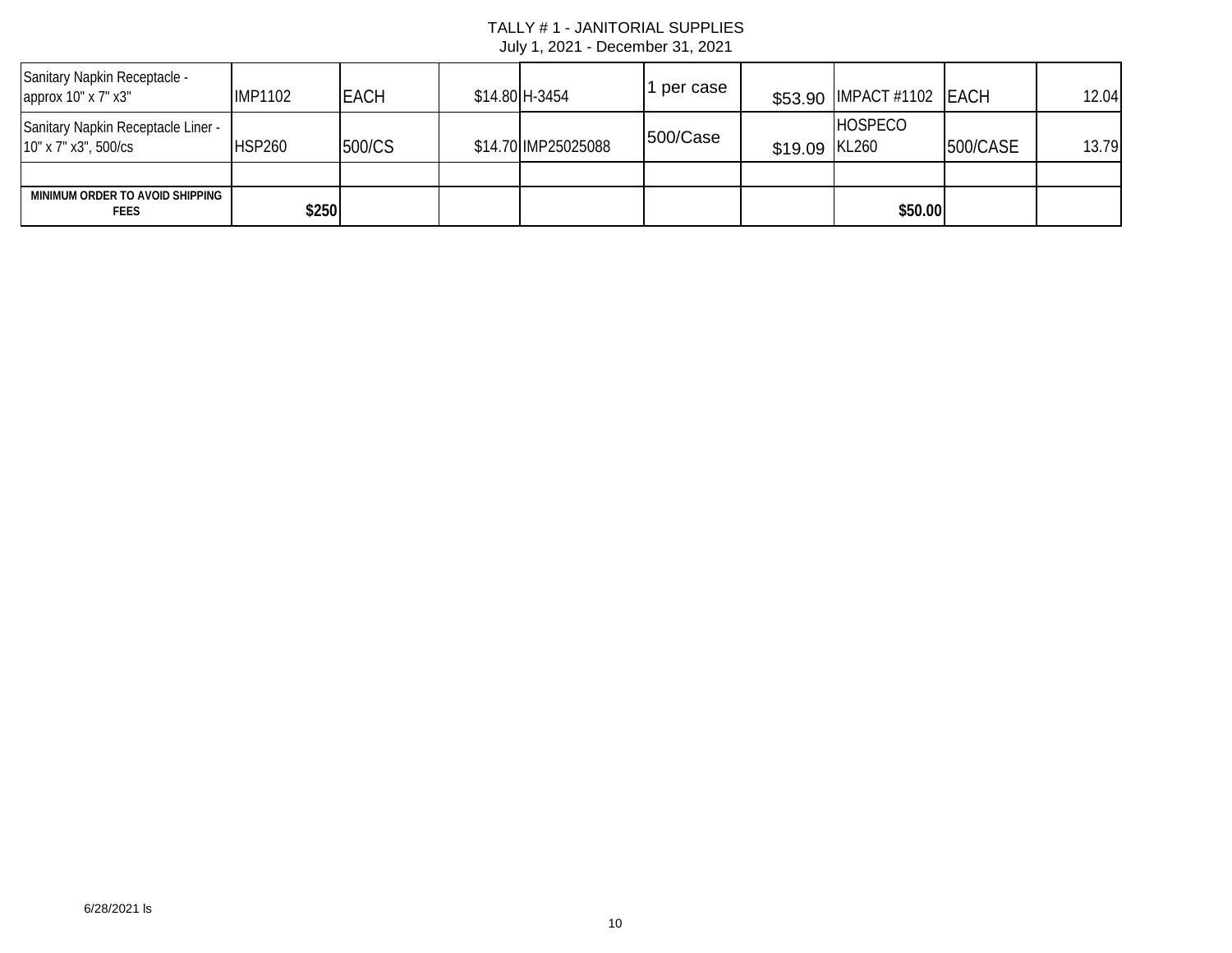TALLY # 1 - JANITORIAL SUPPLIES
July 1, 2021 - December 31, 2021

| | | | | | | | | | |
|---|---|---|---|---|---|---|---|---|---|
| Sanitary Napkin Receptacle - approx 10" x 7" x3" | IMP1102 | EACH | $14.80 | H-3454 | 1 per case | $53.90 | IMPACT #1102 | EACH | 12.04 |
| Sanitary Napkin Receptacle Liner - 10" x 7" x3", 500/cs | HSP260 | 500/CS | $14.70 | IMP25025088 | 500/Case | $19.09 | HOSPECO KL260 | 500/CASE | 13.79 |
| | | | | | | | | | |
| **MINIMUM ORDER TO AVOID SHIPPING FEES** | **$250** | | | | | | **$50.00** | | |

6/28/2021 ls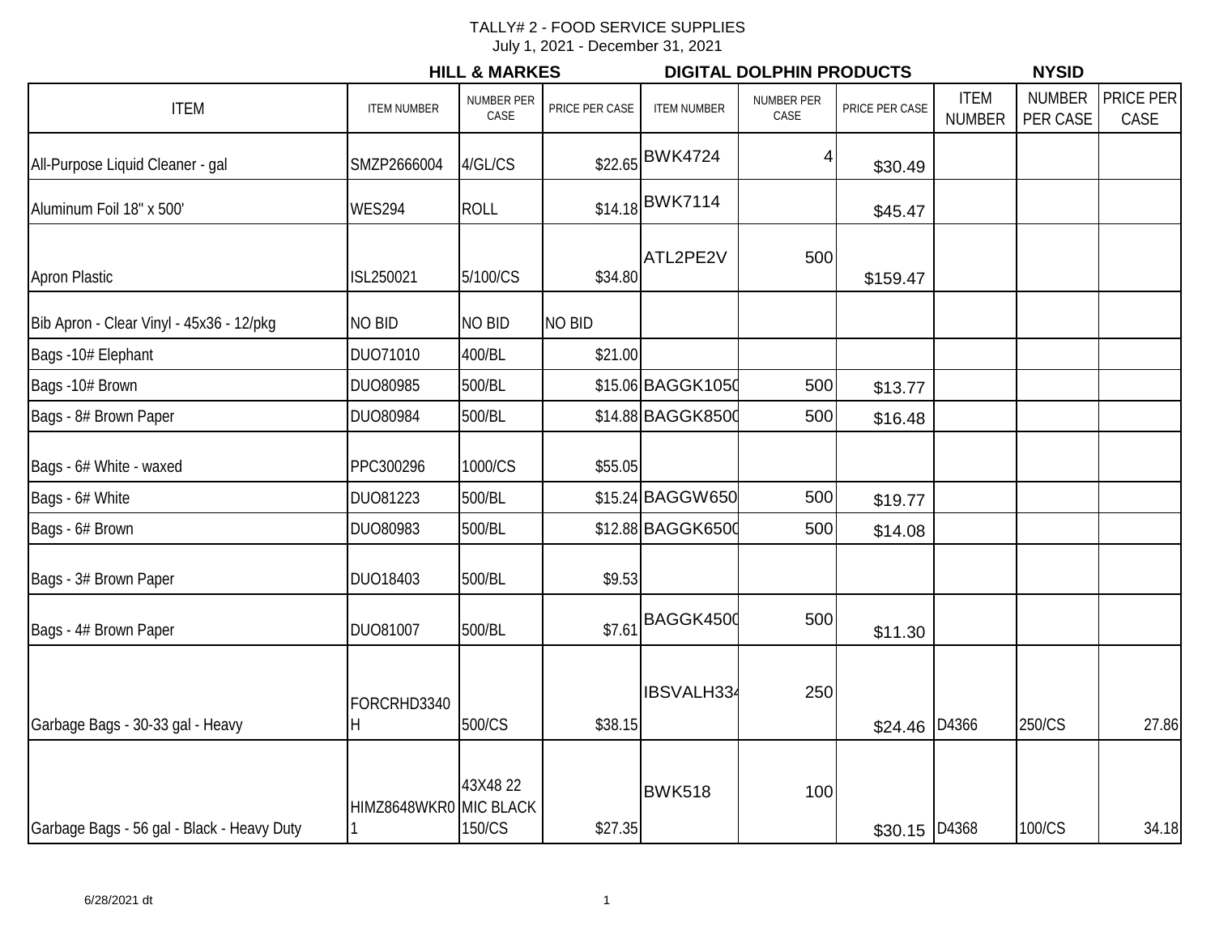TALLY# 2 - FOOD SERVICE SUPPLIES

July 1, 2021 - December 31, 2021

| ITEM | HILL & MARKES | | | DIGITAL DOLPHIN PRODUCTS | | | NYSID | | |
|---|---|---|---|---|---|---|---|---|---|
| | ITEM NUMBER | NUMBER PER CASE | PRICE PER CASE | ITEM NUMBER | NUMBER PER CASE | PRICE PER CASE | ITEM NUMBER | NUMBER PER CASE | PRICE PER CASE |
| All-Purpose Liquid Cleaner - gal | SMZP2666004 | 4/GL/CS | $22.65 | BWK4724 | 4 | $30.49 | | | |
| Aluminum Foil 18" x 500' | WES294 | ROLL | $14.18 | BWK7114 | | $45.47 | | | |
| Apron Plastic | ISL250021 | 5/100/CS | $34.80 | ATL2PE2V | 500 | $159.47 | | | |
| Bib Apron - Clear Vinyl - 45x36 - 12/pkg | NO BID | NO BID | NO BID | | | | | | |
| Bags -10# Elephant | DUO71010 | 400/BL | $21.00 | | | | | | |
| Bags -10# Brown | DUO80985 | 500/BL | $15.06 | BAGGK1050 | 500 | $13.77 | | | |
| Bags - 8# Brown Paper | DUO80984 | 500/BL | $14.88 | BAGGK8500 | 500 | $16.48 | | | |
| Bags - 6# White - waxed | PPC300296 | 1000/CS | $55.05 | | | | | | |
| Bags - 6# White | DUO81223 | 500/BL | $15.24 | BAGGW650 | 500 | $19.77 | | | |
| Bags - 6# Brown | DUO80983 | 500/BL | $12.88 | BAGGK6500 | 500 | $14.08 | | | |
| Bags - 3# Brown Paper | DUO18403 | 500/BL | $9.53 | | | | | | |
| Bags - 4# Brown Paper | DUO81007 | 500/BL | $7.61 | BAGGK4500 | 500 | $11.30 | | | |
| Garbage Bags - 30-33 gal - Heavy | FORCRHD3340H | 500/CS | $38.15 | IBSVALH334 | 250 | $24.46 | D4366 | 250/CS | 27.86 |
| Garbage Bags - 56 gal - Black - Heavy Duty | HIMZ8648WKR01 | 43X48 22 MIC BLACK 150/CS | $27.35 | BWK518 | 100 | $30.15 | D4368 | 100/CS | 34.18 |

6/28/2021 dt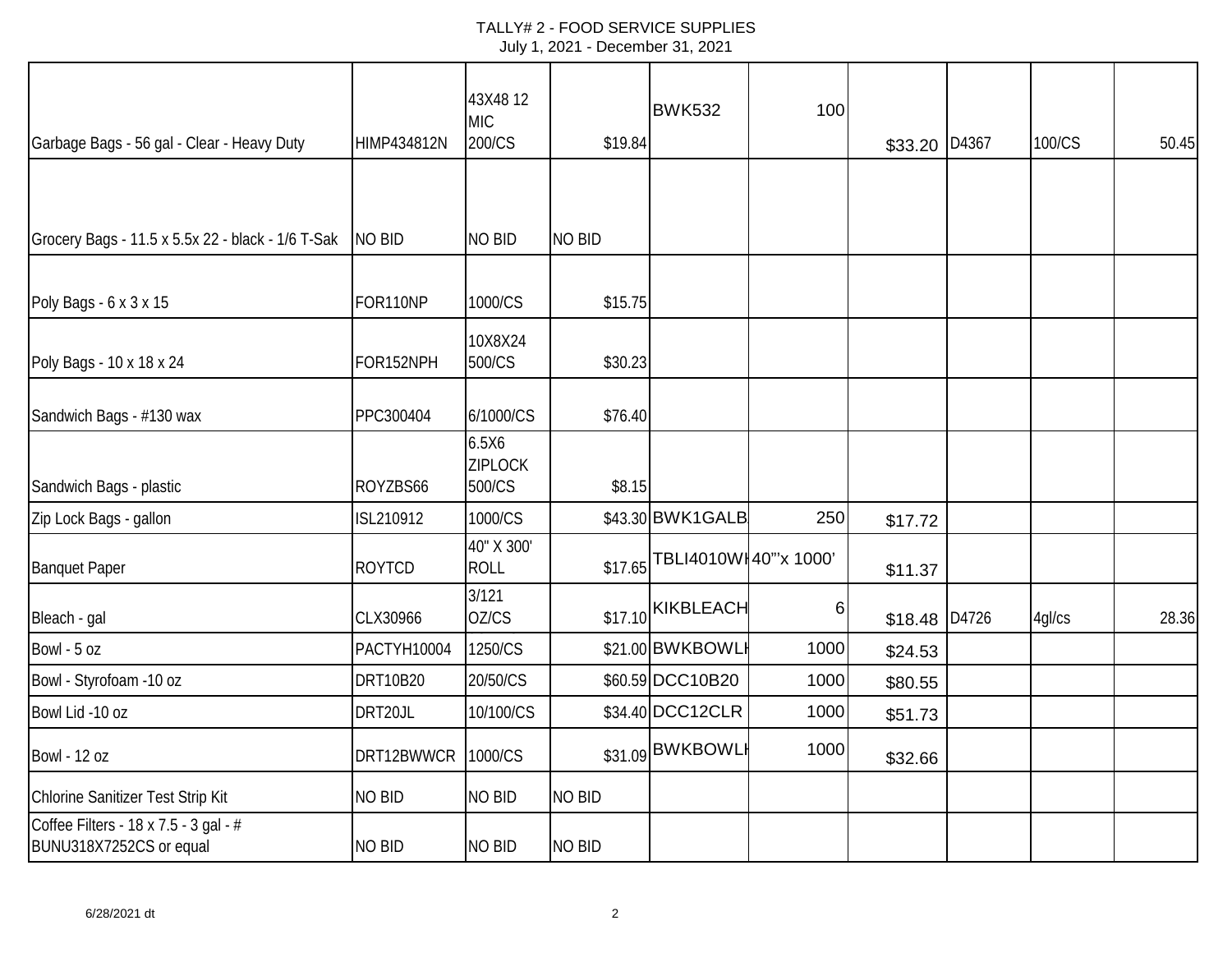# TALLY# 2 - FOOD SERVICE SUPPLIES
July 1, 2021 - December 31, 2021

| | | | | | | | | | |
|---|---|---|---|---|---|---|---|---|---|
| Garbage Bags - 56 gal - Clear - Heavy Duty | HIMP434812N | 43X48 12 MIC 200/CS | $19.84 | BWK532 | 100 | $33.20 | D4367 | 100/CS | 50.45 |
| Grocery Bags - 11.5 x 5.5x 22 - black - 1/6 T-Sak | NO BID | NO BID | NO BID | | | | | | |
| Poly Bags - 6 x 3 x 15 | FOR110NP | 1000/CS | $15.75 | | | | | | |
| Poly Bags - 10 x 18 x 24 | FOR152NPH | 10X8X24 500/CS | $30.23 | | | | | | |
| Sandwich Bags - #130 wax | PPC300404 | 6/1000/CS | $76.40 | | | | | | |
| Sandwich Bags - plastic | ROYZBS66 | 6.5X6 ZIPLOCK 500/CS | $8.15 | | | | | | |
| Zip Lock Bags - gallon | ISL210912 | 1000/CS | $43.30 | BWK1GALB | 250 | $17.72 | | | |
| Banquet Paper | ROYTCD | 40" X 300' ROLL | $17.65 | TBLI4010WI | 40"'x 1000' | $11.37 | | | |
| Bleach - gal | CLX30966 | 3/121 OZ/CS | $17.10 | KIKBLEACH | 6 | $18.48 | D4726 | 4gl/cs | 28.36 |
| Bowl - 5 oz | PACTYH10004 | 1250/CS | $21.00 | BWKBOWLI | 1000 | $24.53 | | | |
| Bowl - Styrofoam -10 oz | DRT10B20 | 20/50/CS | $60.59 | DCC10B20 | 1000 | $80.55 | | | |
| Bowl Lid -10 oz | DRT20JL | 10/100/CS | $34.40 | DCC12CLR | 1000 | $51.73 | | | |
| Bowl - 12 oz | DRT12BWWCR | 1000/CS | $31.09 | BWKBOWLI | 1000 | $32.66 | | | |
| Chlorine Sanitizer Test Strip Kit | NO BID | NO BID | NO BID | | | | | | |
| Coffee Filters - 18 x 7.5 - 3 gal - # BUNU318X7252CS or equal | NO BID | NO BID | NO BID | | | | | | |

6/28/2021 dt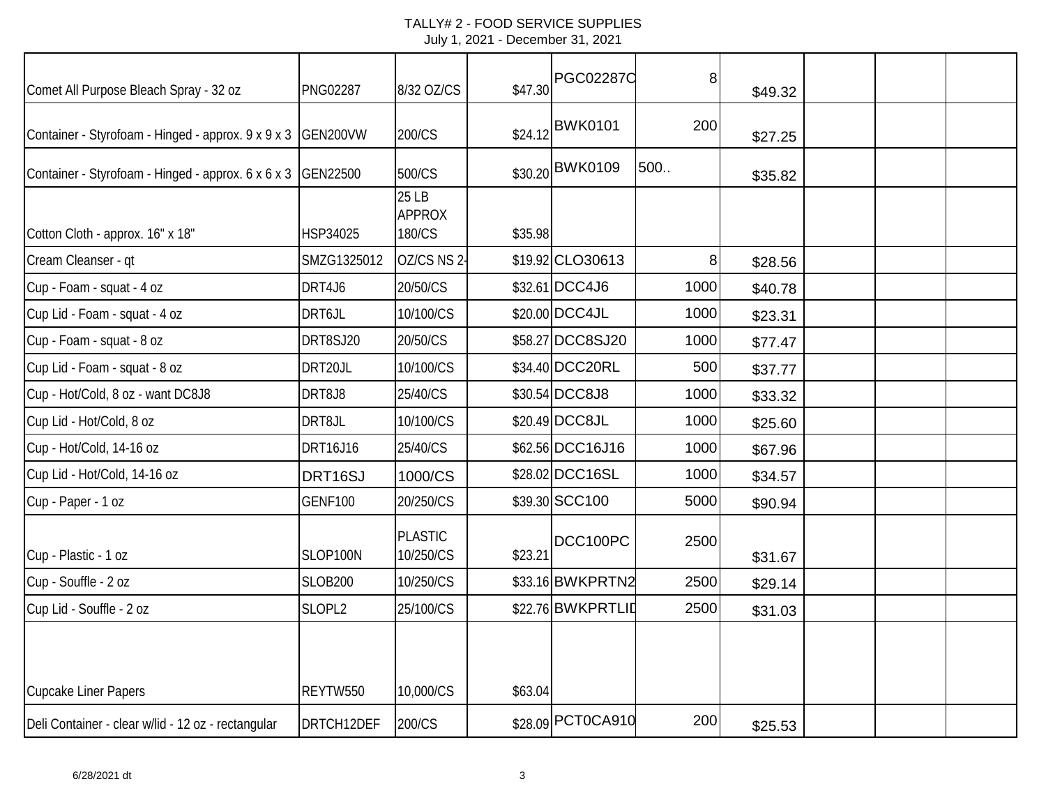TALLY# 2 - FOOD SERVICE SUPPLIES
July 1, 2021 - December 31, 2021

| | | | | | | | | | |
|---|---|---|---|---|---|---|---|---|---|
| Comet All Purpose Bleach Spray - 32 oz | PNG02287 | 8/32 OZ/CS | $47.30 | PGC02287C | 8 | $49.32 | | | |
| Container - Styrofoam - Hinged - approx. 9 x 9 x 3 | GEN200VW | 200/CS | $24.12 | BWK0101 | 200 | $27.25 | | | |
| Container - Styrofoam - Hinged - approx. 6 x 6 x 3 | GEN22500 | 500/CS | $30.20 | BWK0109 | 500.. | $35.82 | | | |
| Cotton Cloth - approx. 16" x 18" | HSP34025 | 25 LB APPROX 180/CS | $35.98 | | | | | | |
| Cream Cleanser - qt | SMZG1325012 | OZ/CS NS 2- | $19.92 | CLO30613 | 8 | $28.56 | | | |
| Cup - Foam - squat - 4 oz | DRT4J6 | 20/50/CS | $32.61 | DCC4J6 | 1000 | $40.78 | | | |
| Cup Lid - Foam - squat - 4 oz | DRT6JL | 10/100/CS | $20.00 | DCC4JL | 1000 | $23.31 | | | |
| Cup - Foam - squat - 8 oz | DRT8SJ20 | 20/50/CS | $58.27 | DCC8SJ20 | 1000 | $77.47 | | | |
| Cup Lid - Foam - squat - 8 oz | DRT20JL | 10/100/CS | $34.40 | DCC20RL | 500 | $37.77 | | | |
| Cup - Hot/Cold, 8 oz - want DC8J8 | DRT8J8 | 25/40/CS | $30.54 | DCC8J8 | 1000 | $33.32 | | | |
| Cup Lid - Hot/Cold, 8 oz | DRT8JL | 10/100/CS | $20.49 | DCC8JL | 1000 | $25.60 | | | |
| Cup - Hot/Cold, 14-16 oz | DRT16J16 | 25/40/CS | $62.56 | DCC16J16 | 1000 | $67.96 | | | |
| Cup Lid - Hot/Cold, 14-16 oz | DRT16SJ | 1000/CS | $28.02 | DCC16SL | 1000 | $34.57 | | | |
| Cup - Paper - 1 oz | GENF100 | 20/250/CS | $39.30 | SCC100 | 5000 | $90.94 | | | |
| Cup - Plastic - 1 oz | SLOP100N | PLASTIC 10/250/CS | $23.21 | DCC100PC | 2500 | $31.67 | | | |
| Cup - Souffle - 2 oz | SLOB200 | 10/250/CS | $33.16 | BWKPRTN2 | 2500 | $29.14 | | | |
| Cup Lid - Souffle - 2 oz | SLOPL2 | 25/100/CS | $22.76 | BWKPRTLID | 2500 | $31.03 | | | |
| Cupcake Liner Papers | REYTW550 | 10,000/CS | $63.04 | | | | | | |
| Deli Container - clear w/lid - 12 oz - rectangular | DRTCH12DEF | 200/CS | $28.09 | PCT0CA910 | 200 | $25.53 | | | |

6/28/2021 dt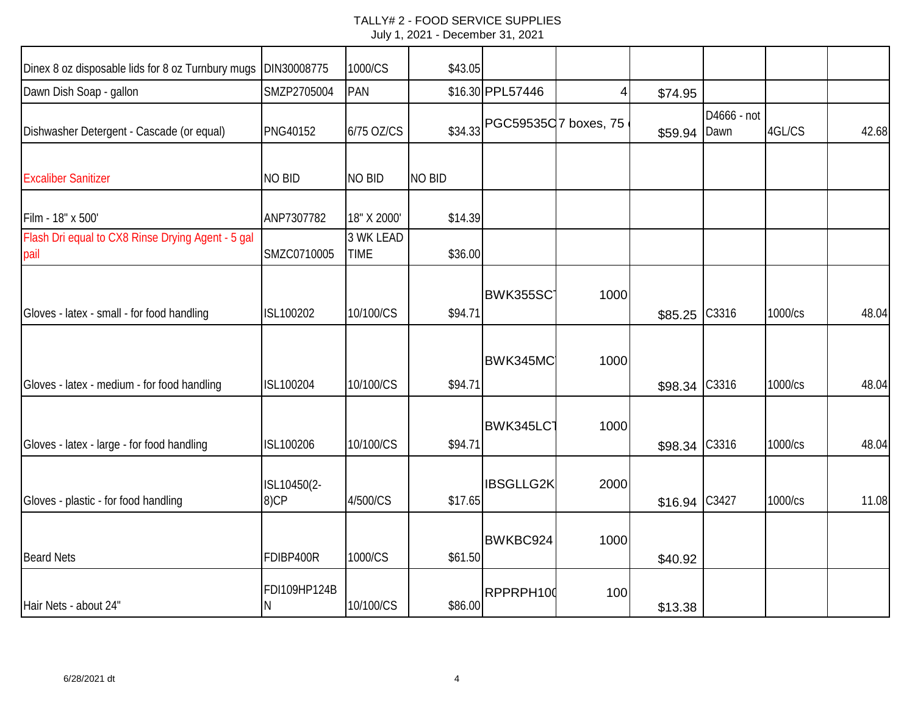# TALLY# 2 - FOOD SERVICE SUPPLIES

July 1, 2021 - December 31, 2021

| | | | | | | | | | |
|---|---|---|---|---|---|---|---|---|---|
| Dinex 8 oz disposable lids for 8 oz Turnbury mugs | DIN30008775 | 1000/CS | $43.05 | | | | | | |
| Dawn Dish Soap - gallon | SMZP2705004 | PAN | $16.30 | PPL57446 | 4 | $74.95 | | | |
| Dishwasher Detergent - Cascade (or equal) | PNG40152 | 6/75 OZ/CS | $34.33 | PGC59535C | 7 boxes, 75 | $59.94 | D4666 - not Dawn | 4GL/CS | 42.68 |
| Excaliber Sanitizer | NO BID | NO BID | NO BID | | | | | | |
| Film - 18" x 500' | ANP7307782 | 18" X 2000' | $14.39 | | | | | | |
| Flash Dri equal to CX8 Rinse Drying Agent - 5 gal pail | SMZC0710005 | 3 WK LEAD TIME | $36.00 | | | | | | |
| Gloves - latex - small - for food handling | ISL100202 | 10/100/CS | $94.71 | BWK355SC | 1000 | $85.25 | C3316 | 1000/cs | 48.04 |
| Gloves - latex - medium - for food handling | ISL100204 | 10/100/CS | $94.71 | BWK345MC | 1000 | $98.34 | C3316 | 1000/cs | 48.04 |
| Gloves - latex - large - for food handling | ISL100206 | 10/100/CS | $94.71 | BWK345LC | 1000 | $98.34 | C3316 | 1000/cs | 48.04 |
| Gloves - plastic - for food handling | ISL10450(2-8)CP | 4/500/CS | $17.65 | IBSGLLG2K | 2000 | $16.94 | C3427 | 1000/cs | 11.08 |
| Beard Nets | FDIBP400R | 1000/CS | $61.50 | BWKBC924 | 1000 | $40.92 | | | |
| Hair Nets - about 24" | FDI109HP124BN | 10/100/CS | $86.00 | RPPRPH10( | 100 | $13.38 | | | |

6/28/2021 dt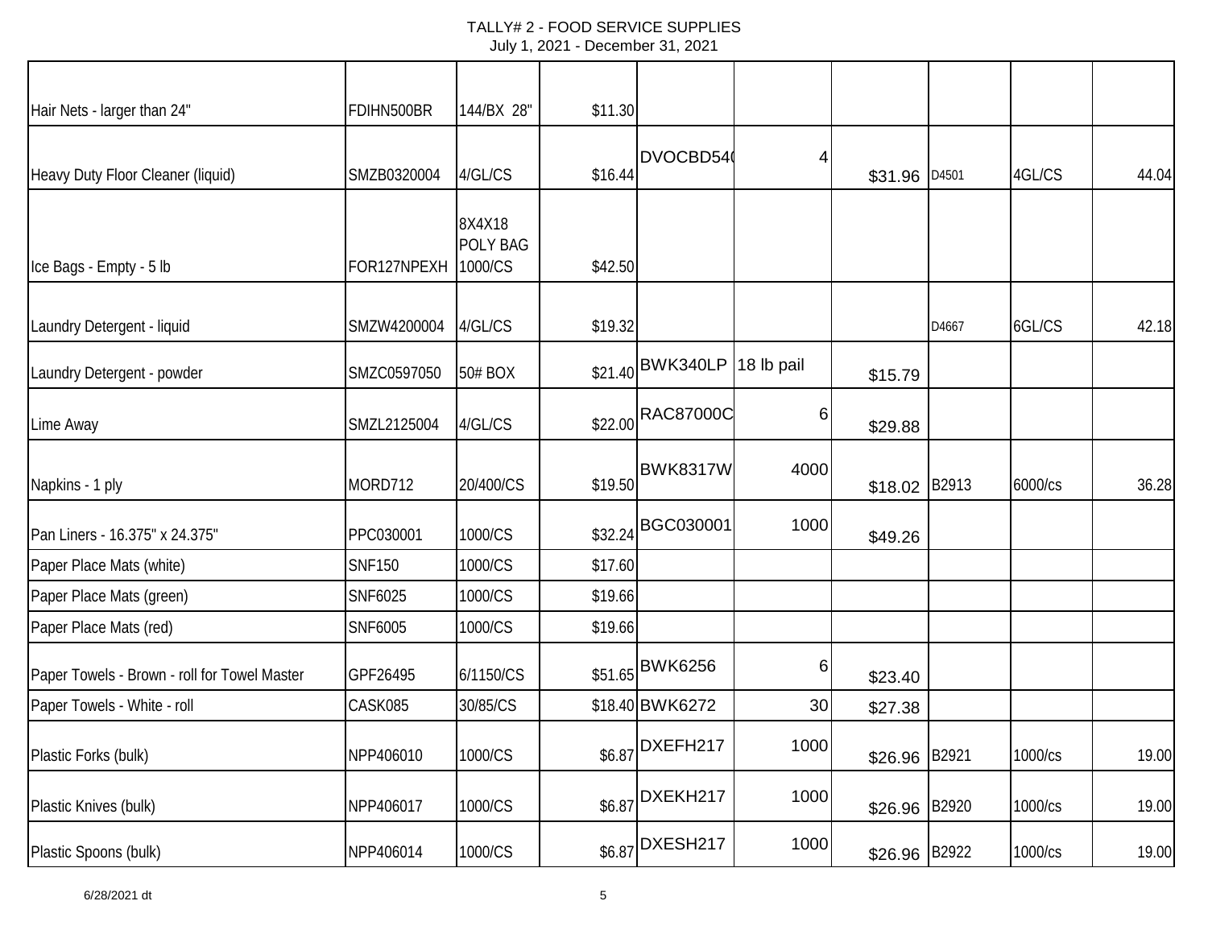TALLY# 2 - FOOD SERVICE SUPPLIES
July 1, 2021 - December 31, 2021

| | | | | | | | | | |
|---|---|---|---|---|---|---|---|---|---|
| Hair Nets - larger than 24" | FDIHN500BR | 144/BX 28" | $11.30 | | | | | | |
| Heavy Duty Floor Cleaner (liquid) | SMZB0320004 | 4/GL/CS | $16.44 | DVOCBD54( | 4 | $31.96 | D4501 | 4GL/CS | 44.04 |
| Ice Bags - Empty - 5 lb | FOR127NPEXH | 8X4X18 POLY BAG 1000/CS | $42.50 | | | | | | |
| Laundry Detergent - liquid | SMZW4200004 | 4/GL/CS | $19.32 | | | | D4667 | 6GL/CS | 42.18 |
| Laundry Detergent - powder | SMZC0597050 | 50# BOX | $21.40 | BWK340LP | 18 lb pail | $15.79 | | | |
| Lime Away | SMZL2125004 | 4/GL/CS | $22.00 | RAC87000C | 6 | $29.88 | | | |
| Napkins - 1 ply | MORD712 | 20/400/CS | $19.50 | BWK8317W | 4000 | $18.02 | B2913 | 6000/cs | 36.28 |
| Pan Liners - 16.375" x 24.375" | PPC030001 | 1000/CS | $32.24 | BGC030001 | 1000 | $49.26 | | | |
| Paper Place Mats (white) | SNF150 | 1000/CS | $17.60 | | | | | | |
| Paper Place Mats (green) | SNF6025 | 1000/CS | $19.66 | | | | | | |
| Paper Place Mats (red) | SNF6005 | 1000/CS | $19.66 | | | | | | |
| Paper Towels - Brown - roll for Towel Master | GPF26495 | 6/1150/CS | $51.65 | BWK6256 | 6 | $23.40 | | | |
| Paper Towels - White - roll | CASK085 | 30/85/CS | $18.40 | BWK6272 | 30 | $27.38 | | | |
| Plastic Forks (bulk) | NPP406010 | 1000/CS | $6.87 | DXEFH217 | 1000 | $26.96 | B2921 | 1000/cs | 19.00 |
| Plastic Knives (bulk) | NPP406017 | 1000/CS | $6.87 | DXEKH217 | 1000 | $26.96 | B2920 | 1000/cs | 19.00 |
| Plastic Spoons (bulk) | NPP406014 | 1000/CS | $6.87 | DXESH217 | 1000 | $26.96 | B2922 | 1000/cs | 19.00 |

6/28/2021 dt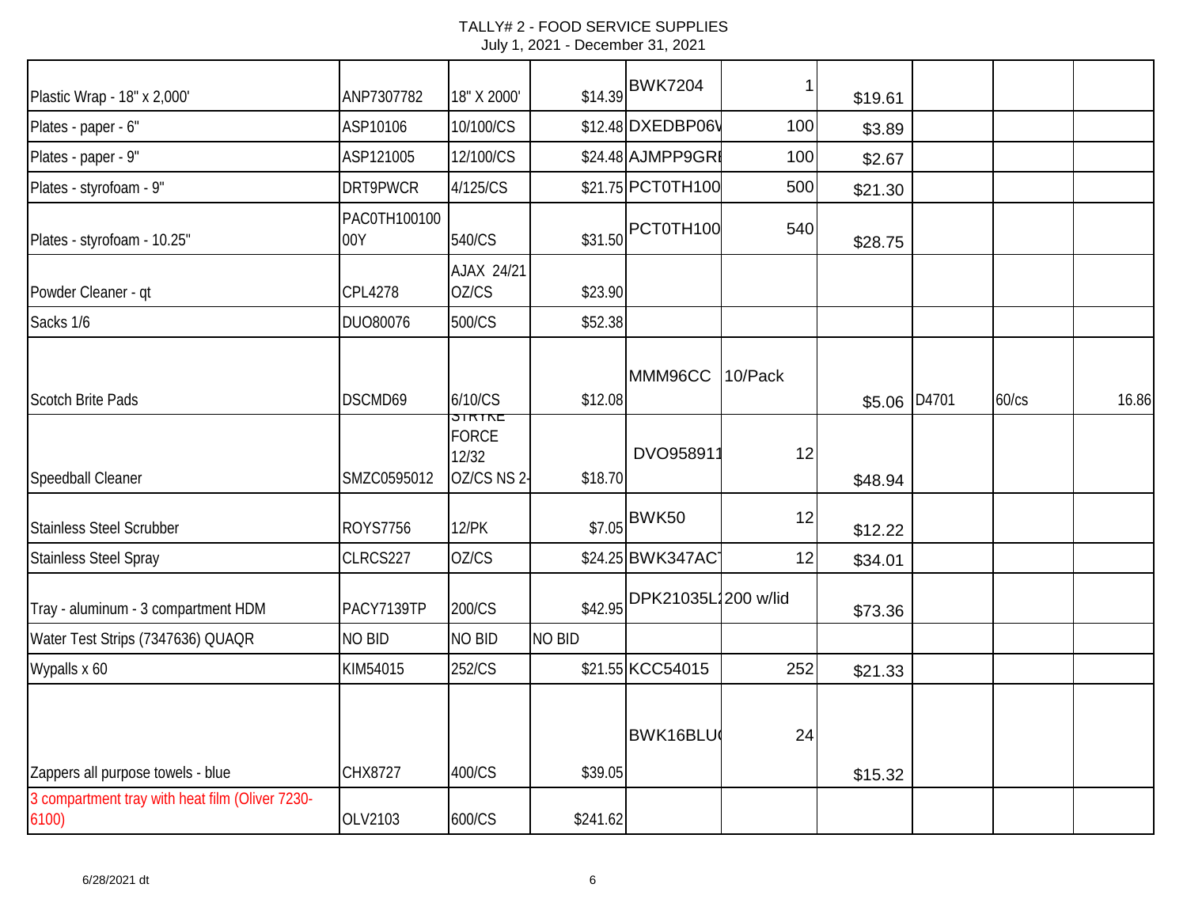TALLY# 2 - FOOD SERVICE SUPPLIES
July 1, 2021 - December 31, 2021

| | | | | | | | | | |
|---|---|---|---|---|---|---|---|---|---|
| Plastic Wrap - 18" x 2,000' | ANP7307782 | 18" X 2000' | $14.39 | BWK7204 | 1 | $19.61 | | | |
| Plates - paper - 6" | ASP10106 | 10/100/CS | $12.48 | DXEDBP06W | 100 | $3.89 | | | |
| Plates - paper - 9" | ASP121005 | 12/100/CS | $24.48 | AJMPP9GRE | 100 | $2.67 | | | |
| Plates - styrofoam - 9" | DRT9PWCR | 4/125/CS | $21.75 | PCT0TH100 | 500 | $21.30 | | | |
| Plates - styrofoam - 10.25" | PAC0TH100100 00Y | 540/CS | $31.50 | PCT0TH100 | 540 | $28.75 | | | |
| Powder Cleaner - qt | CPL4278 | AJAX 24/21 OZ/CS | $23.90 | | | | | | |
| Sacks 1/6 | DUO80076 | 500/CS | $52.38 | | | | | | |
| Scotch Brite Pads | DSCMD69 | 6/10/CS | $12.08 | MMM96CC | 10/Pack | $5.06 | D4701 | 60/cs | 16.86 |
| Speedball Cleaner | SMZC0595012 | STRYKE FORCE 12/32 OZ/CS NS 2- | $18.70 | DVO958911 | 12 | $48.94 | | | |
| Stainless Steel Scrubber | ROYS7756 | 12/PK | $7.05 | BWK50 | 12 | $12.22 | | | |
| Stainless Steel Spray | CLRCS227 | OZ/CS | $24.25 | BWK347ACT | 12 | $34.01 | | | |
| Tray - aluminum - 3 compartment HDM | PACY7139TP | 200/CS | $42.95 | DPK21035L | 200 w/lid | $73.36 | | | |
| Water Test Strips (7347636) QUAQR | NO BID | NO BID | NO BID | | | | | | |
| Wypalls x 60 | KIM54015 | 252/CS | $21.55 | KCC54015 | 252 | $21.33 | | | |
| Zappers all purpose towels - blue | CHX8727 | 400/CS | $39.05 | BWK16BLU | 24 | $15.32 | | | |
| 3 compartment tray with heat film (Oliver 7230-6100) | OLV2103 | 600/CS | $241.62 | | | | | | |

6/28/2021 dt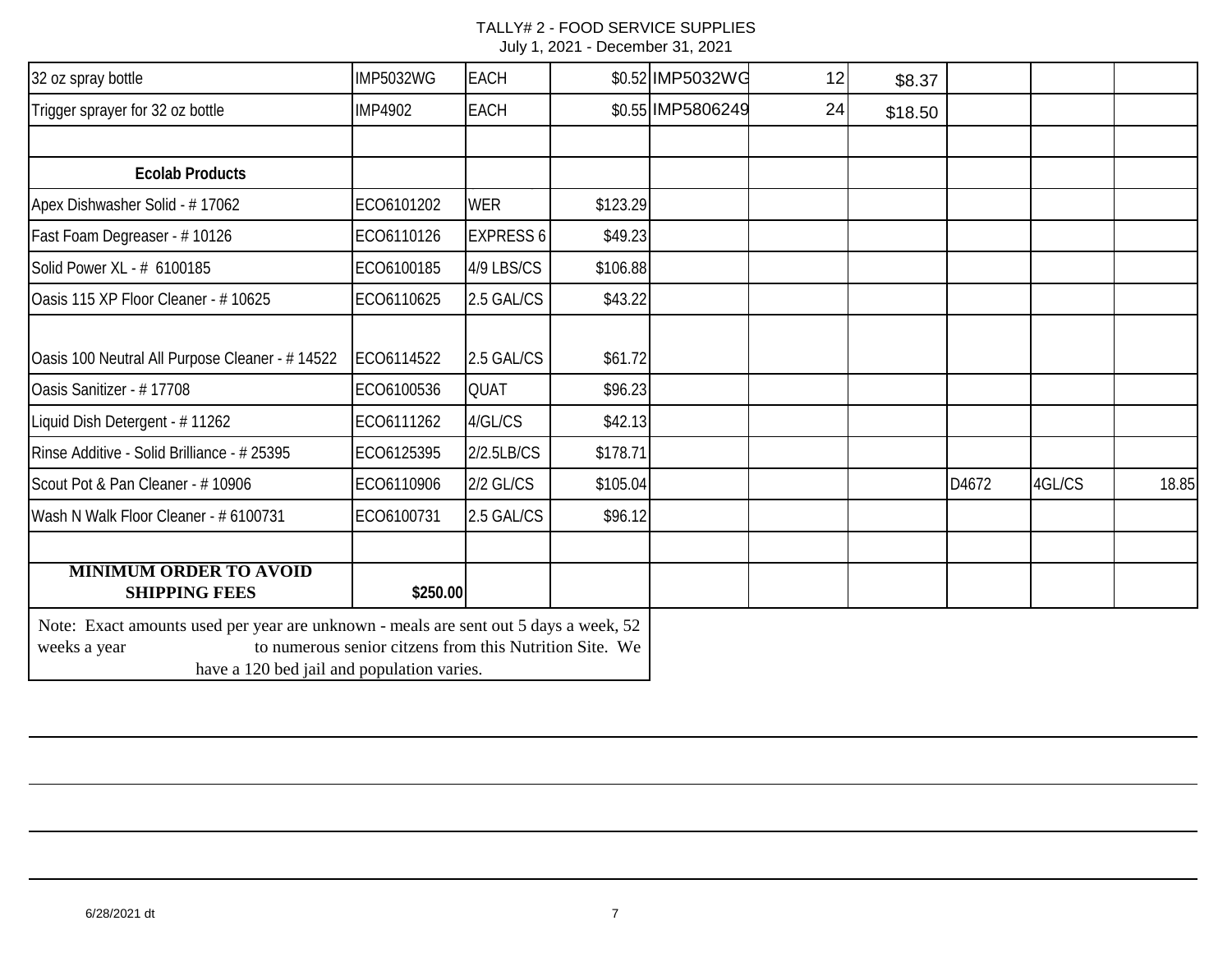TALLY# 2 - FOOD SERVICE SUPPLIES
July 1, 2021 - December 31, 2021

| | | | | | | | | | |
|---|---|---|---|---|---|---|---|---|---|
| 32 oz spray bottle | IMP5032WG | EACH | $0.52 | IMP5032WG | 12 | $8.37 | | | |
| Trigger sprayer for 32 oz bottle | IMP4902 | EACH | $0.55 | IMP5806249 | 24 | $18.50 | | | |
| | | | | | | | | | |
| **Ecolab Products** | | | | | | | | | |
| Apex Dishwasher Solid - # 17062 | ECO6101202 | WER | $123.29 | | | | | | |
| Fast Foam Degreaser - # 10126 | ECO6110126 | EXPRESS 6 | $49.23 | | | | | | |
| Solid Power XL - # 6100185 | ECO6100185 | 4/9 LBS/CS | $106.88 | | | | | | |
| Oasis 115 XP Floor Cleaner - # 10625 | ECO6110625 | 2.5 GAL/CS | $43.22 | | | | | | |
| Oasis 100 Neutral All Purpose Cleaner - # 14522 | ECO6114522 | 2.5 GAL/CS | $61.72 | | | | | | |
| Oasis Sanitizer - # 17708 | ECO6100536 | QUAT | $96.23 | | | | | | |
| Liquid Dish Detergent - # 11262 | ECO6111262 | 4/GL/CS | $42.13 | | | | | | |
| Rinse Additive - Solid Brilliance - # 25395 | ECO6125395 | 2/2.5LB/CS | $178.71 | | | | | | |
| Scout Pot & Pan Cleaner - # 10906 | ECO6110906 | 2/2 GL/CS | $105.04 | | | | D4672 | 4GL/CS | 18.85 |
| Wash N Walk Floor Cleaner - # 6100731 | ECO6100731 | 2.5 GAL/CS | $96.12 | | | | | | |
| | | | | | | | | | |
| **MINIMUM ORDER TO AVOID SHIPPING FEES** | **$250.00** | | | | | | | | |

Note: Exact amounts used per year are unknown - meals are sent out 5 days a week, 52 weeks a year to numerous senior citzens from this Nutrition Site. We have a 120 bed jail and population varies.

6/28/2021 dt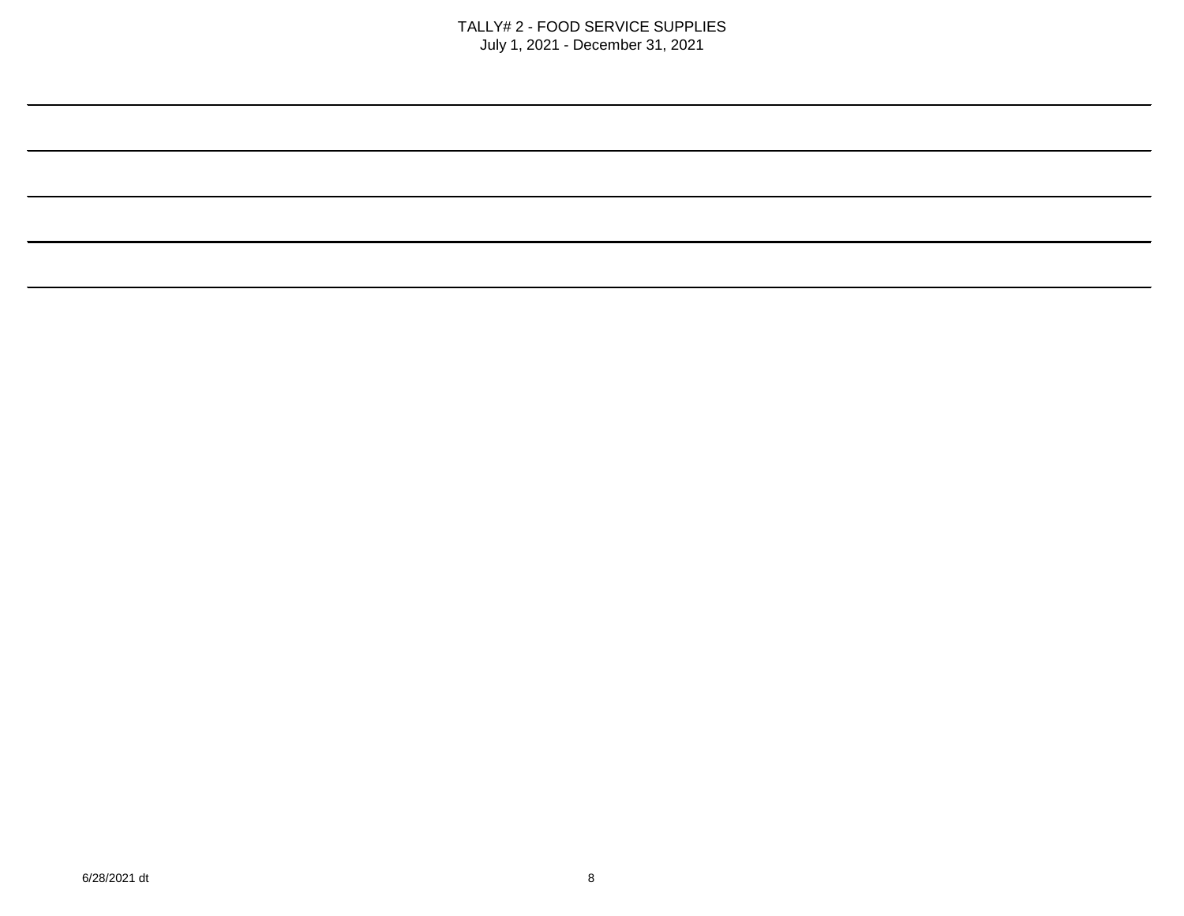TALLY# 2 - FOOD SERVICE SUPPLIES
July 1, 2021 - December 31, 2021

6/28/2021 dt